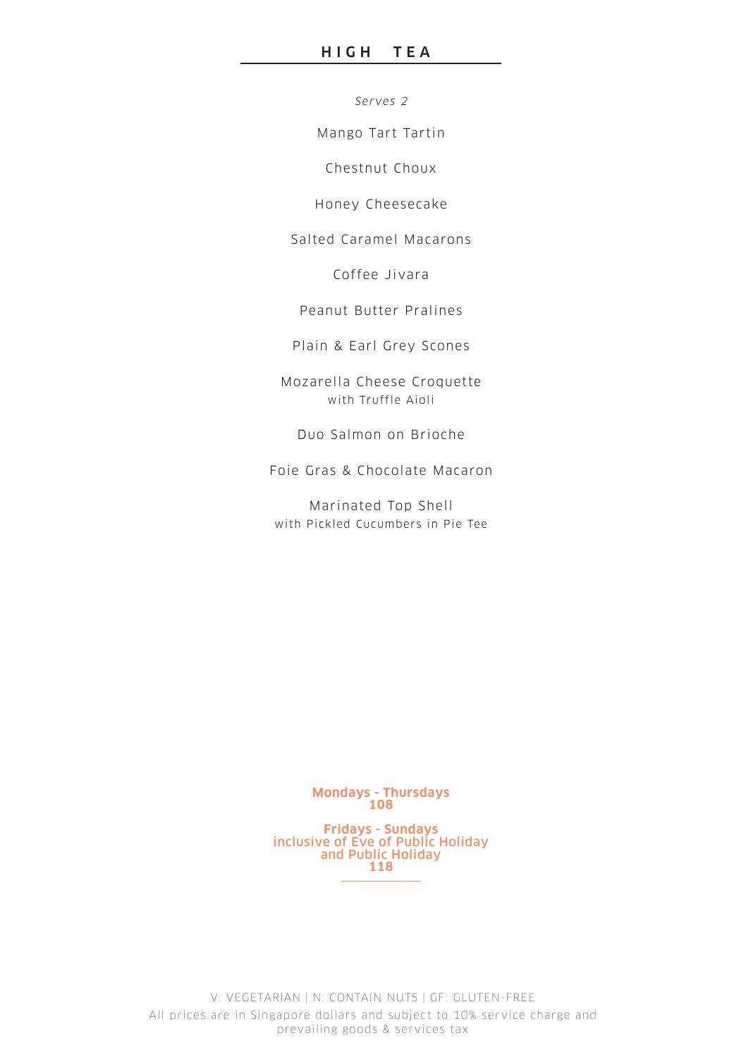# HIGH TEA

*Serves 2*

Mango Tart Tartin

Chestnut Choux

Honey Cheesecake

Salted Caramel Macarons

Coffee Jivara

Peanut Butter Pralines

Plain & Earl Grey Scones

Mozarella Cheese Croquette
with Truffle Aioli

Duo Salmon on Brioche

Foie Gras & Chocolate Macaron

Marinated Top Shell
with Pickled Cucumbers in Pie Tee

**Mondays - Thursdays**
**108**

**Fridays - Sundays**
**inclusive of Eve of Public Holiday**
**and Public Holiday**
**118**

V: VEGETARIAN | N: CONTAIN NUTS | GF: GLUTEN-FREE

All prices are in Singapore dollars and subject to 10% service charge and prevailing goods & services tax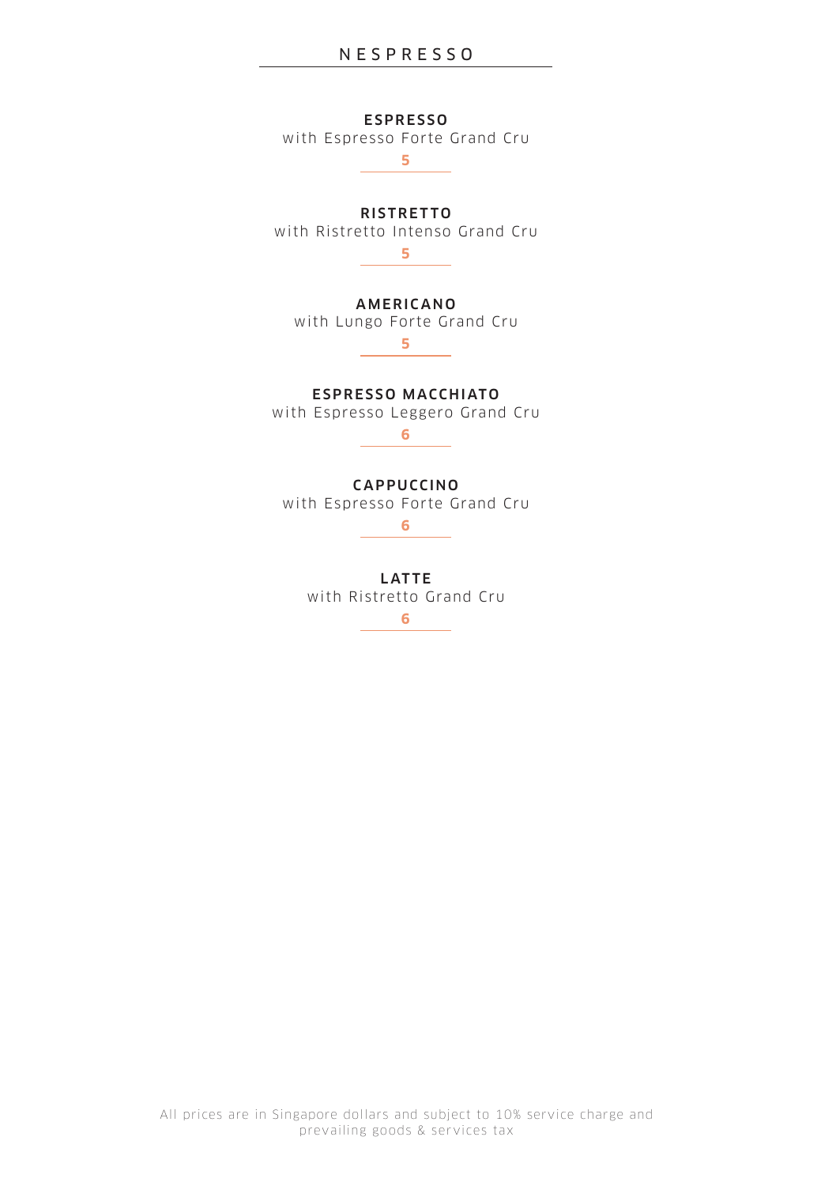# NESPRESSO

### ESPRESSO
with Espresso Forte Grand Cru

**5**

### RISTRETTO
with Ristretto Intenso Grand Cru

**5**

### AMERICANO
with Lungo Forte Grand Cru

**5**

### ESPRESSO MACCHIATO
with Espresso Leggero Grand Cru

**6**

### CAPPUCCINO
with Espresso Forte Grand Cru

**6**

### LATTE
with Ristretto Grand Cru

**6**

All prices are in Singapore dollars and subject to 10% service charge and prevailing goods & services tax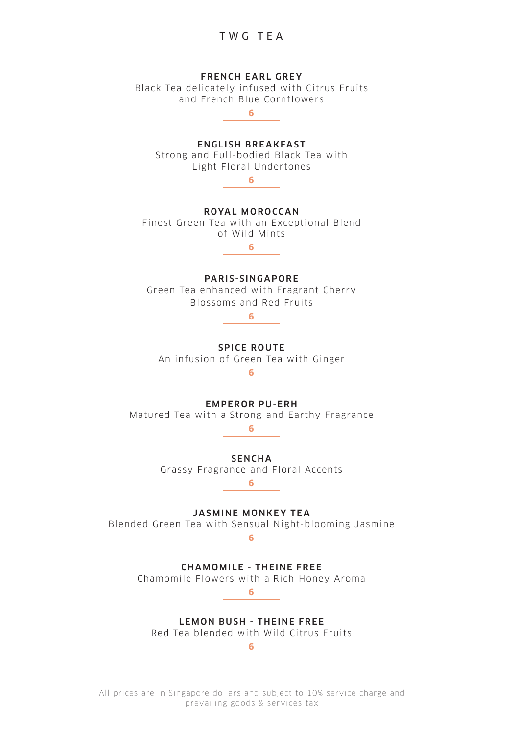# TWG TEA

**FRENCH EARL GREY**

Black Tea delicately infused with Citrus Fruits and French Blue Cornflowers

6

**ENGLISH BREAKFAST**

Strong and Full-bodied Black Tea with Light Floral Undertones

6

**ROYAL MOROCCAN**

Finest Green Tea with an Exceptional Blend of Wild Mints

6

**PARIS-SINGAPORE**

Green Tea enhanced with Fragrant Cherry Blossoms and Red Fruits

6

**SPICE ROUTE**

An infusion of Green Tea with Ginger

6

**EMPEROR PU-ERH**

Matured Tea with a Strong and Earthy Fragrance

6

**SENCHA**

Grassy Fragrance and Floral Accents

6

**JASMINE MONKEY TEA**

Blended Green Tea with Sensual Night-blooming Jasmine

6

**CHAMOMILE - THEINE FREE**

Chamomile Flowers with a Rich Honey Aroma

6

**LEMON BUSH - THEINE FREE**

Red Tea blended with Wild Citrus Fruits

6

All prices are in Singapore dollars and subject to 10% service charge and prevailing goods & services tax